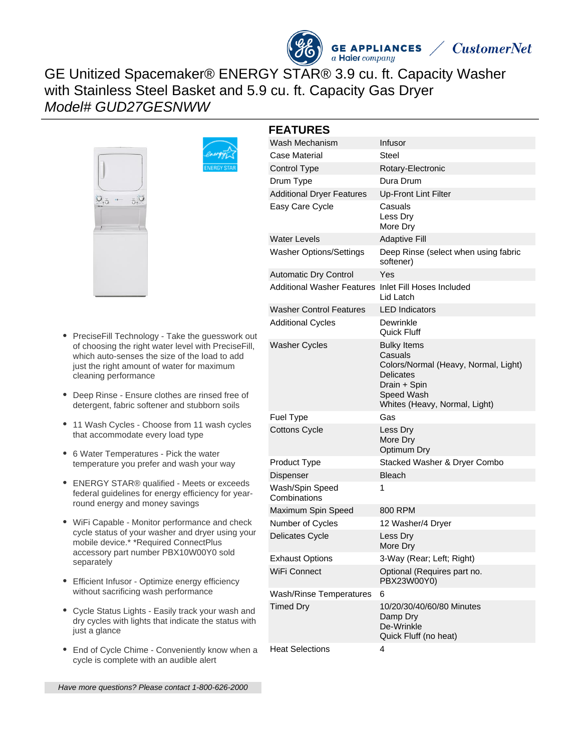# GE Unitized Spacemaker® ENERGY STAR® 3.9 cu. ft. Capacity Washer with Stainless Steel Basket and 5.9 cu. ft. Capacity Gas Dryer

*Model# GUD27GESNWW*

- PreciseFill Technology - Take the guesswork out of choosing the right water level with PreciseFill, which auto-senses the size of the load to add just the right amount of water for maximum cleaning performance
- Deep Rinse - Ensure clothes are rinsed free of detergent, fabric softener and stubborn soils
- 11 Wash Cycles - Choose from 11 wash cycles that accommodate every load type
- 6 Water Temperatures - Pick the water temperature you prefer and wash your way
- ENERGY STAR® qualified - Meets or exceeds federal guidelines for energy efficiency for year-round energy and money savings
- WiFi Capable - Monitor performance and check cycle status of your washer and dryer using your mobile device.* *Required ConnectPlus accessory part number PBX10W00Y0 sold separately
- Efficient Infusor - Optimize energy efficiency without sacrificing wash performance
- Cycle Status Lights - Easily track your wash and dry cycles with lights that indicate the status with just a glance
- End of Cycle Chime - Conveniently know when a cycle is complete with an audible alert

*Have more questions? Please contact 1-800-626-2000*

## FEATURES

| | |
|---|---|
| Wash Mechanism | Infusor |
| Case Material | Steel |
| Control Type | Rotary-Electronic |
| Drum Type | Dura Drum |
| Additional Dryer Features | Up-Front Lint Filter |
| Easy Care Cycle | Casuals<br>Less Dry<br>More Dry |
| Water Levels | Adaptive Fill |
| Washer Options/Settings | Deep Rinse (select when using fabric softener) |
| Automatic Dry Control | Yes |
| Additional Washer Features | Inlet Fill Hoses Included<br>Lid Latch |
| Washer Control Features | LED Indicators |
| Additional Cycles | Dewrinkle<br>Quick Fluff |
| Washer Cycles | Bulky Items<br>Casuals<br>Colors/Normal (Heavy, Normal, Light)<br>Delicates<br>Drain + Spin<br>Speed Wash<br>Whites (Heavy, Normal, Light) |
| Fuel Type | Gas |
| Cottons Cycle | Less Dry<br>More Dry<br>Optimum Dry |
| Product Type | Stacked Washer & Dryer Combo |
| Dispenser | Bleach |
| Wash/Spin Speed Combinations | 1 |
| Maximum Spin Speed | 800 RPM |
| Number of Cycles | 12 Washer/4 Dryer |
| Delicates Cycle | Less Dry<br>More Dry |
| Exhaust Options | 3-Way (Rear; Left; Right) |
| WiFi Connect | Optional (Requires part no. PBX23W00Y0) |
| Wash/Rinse Temperatures | 6 |
| Timed Dry | 10/20/30/40/60/80 Minutes<br>Damp Dry<br>De-Wrinkle<br>Quick Fluff (no heat) |
| Heat Selections | 4 |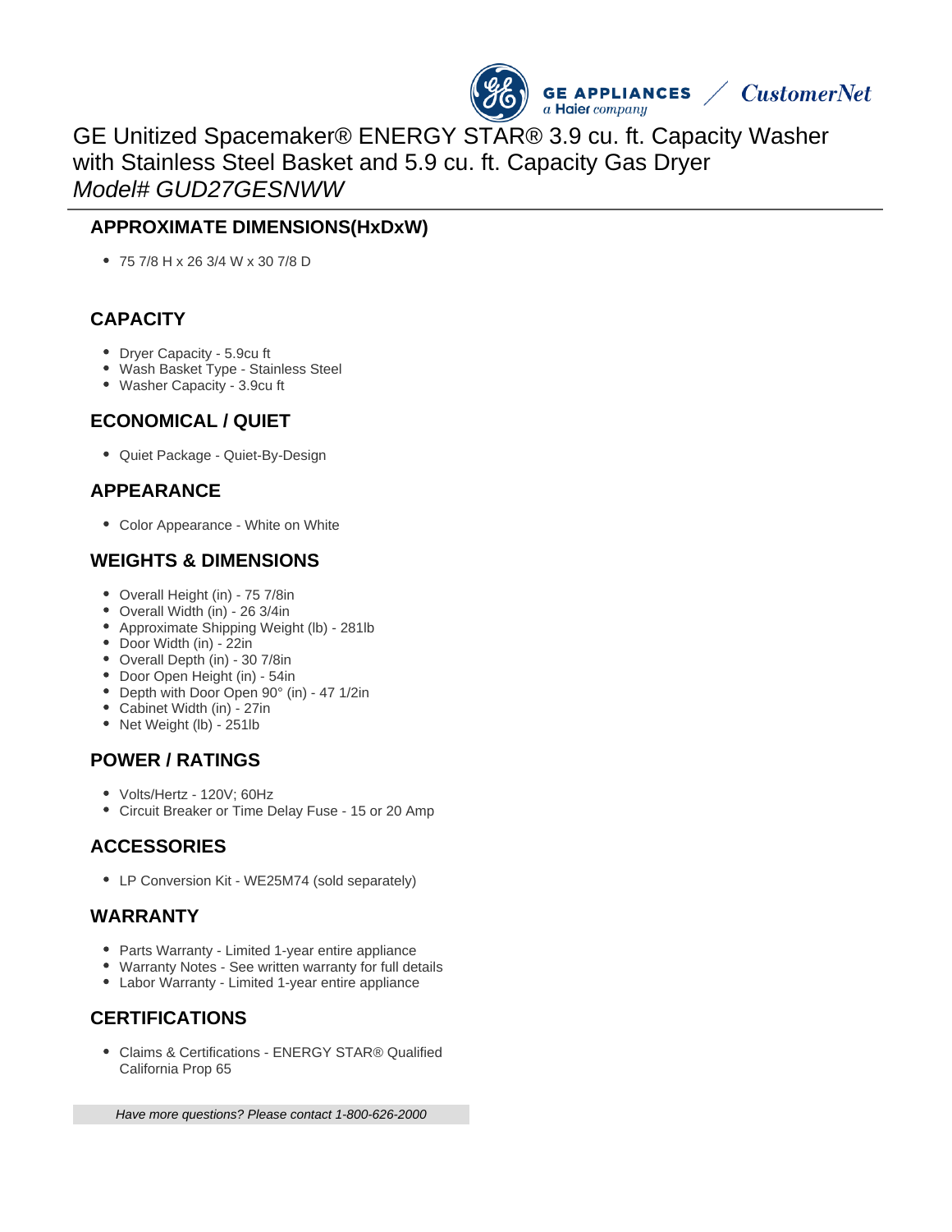# GE Unitized Spacemaker® ENERGY STAR® 3.9 cu. ft. Capacity Washer with Stainless Steel Basket and 5.9 cu. ft. Capacity Gas Dryer

*Model# GUD27GESNWW*

## APPROXIMATE DIMENSIONS(HxDxW)

- 75 7/8 H x 26 3/4 W x 30 7/8 D

## CAPACITY

- Dryer Capacity - 5.9cu ft
- Wash Basket Type - Stainless Steel
- Washer Capacity - 3.9cu ft

## ECONOMICAL / QUIET

- Quiet Package - Quiet-By-Design

## APPEARANCE

- Color Appearance - White on White

## WEIGHTS & DIMENSIONS

- Overall Height (in) - 75 7/8in
- Overall Width (in) - 26 3/4in
- Approximate Shipping Weight (lb) - 281lb
- Door Width (in) - 22in
- Overall Depth (in) - 30 7/8in
- Door Open Height (in) - 54in
- Depth with Door Open 90° (in) - 47 1/2in
- Cabinet Width (in) - 27in
- Net Weight (lb) - 251lb

## POWER / RATINGS

- Volts/Hertz - 120V; 60Hz
- Circuit Breaker or Time Delay Fuse - 15 or 20 Amp

## ACCESSORIES

- LP Conversion Kit - WE25M74 (sold separately)

## WARRANTY

- Parts Warranty - Limited 1-year entire appliance
- Warranty Notes - See written warranty for full details
- Labor Warranty - Limited 1-year entire appliance

## CERTIFICATIONS

- Claims & Certifications - ENERGY STAR® Qualified California Prop 65

*Have more questions? Please contact 1-800-626-2000*